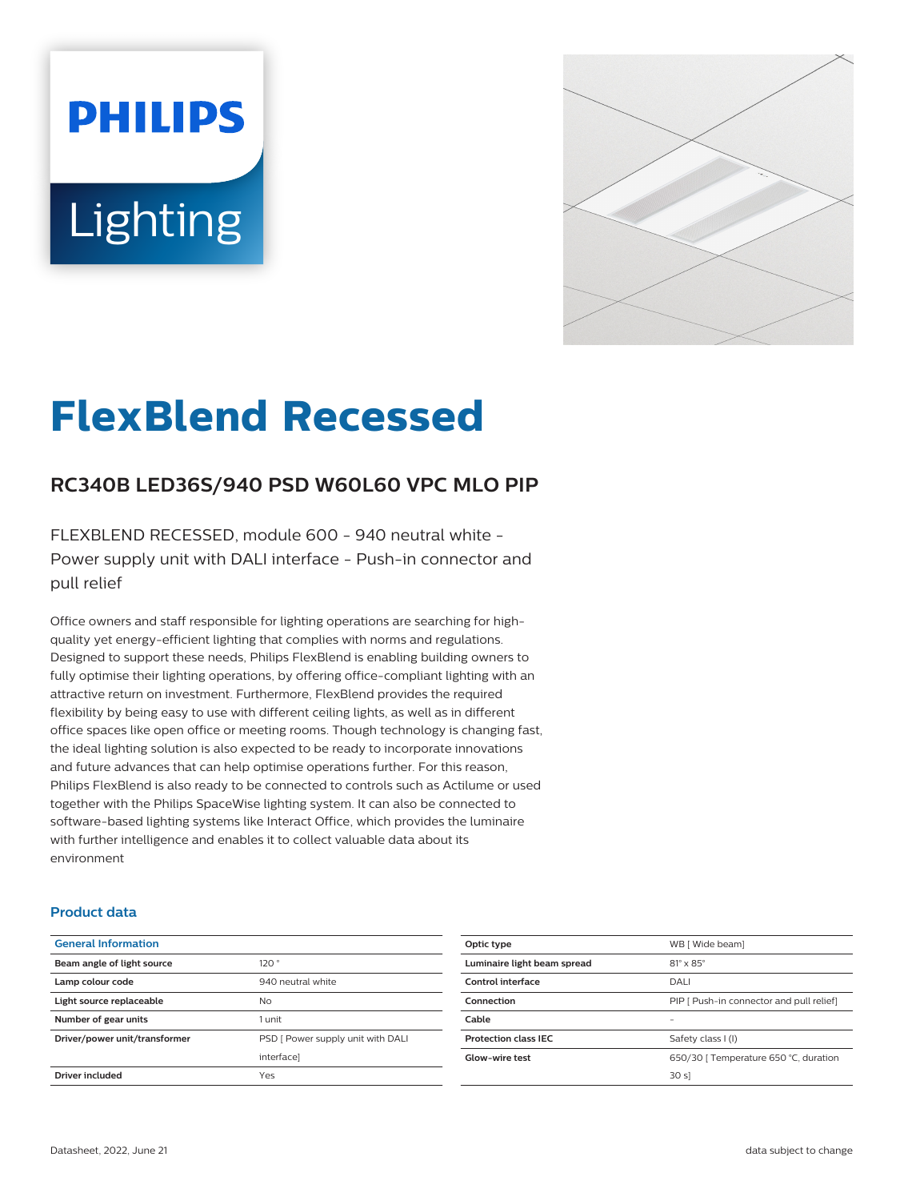PHILIPS

Lighting

# FlexBlend Recessed

## RC340B LED36S/940 PSD W60L60 VPC MLO PIP

FLEXBLEND RECESSED, module 600 - 940 neutral white - Power supply unit with DALI interface - Push-in connector and pull relief

Office owners and staff responsible for lighting operations are searching for high-quality yet energy-efficient lighting that complies with norms and regulations. Designed to support these needs, Philips FlexBlend is enabling building owners to fully optimise their lighting operations, by offering office-compliant lighting with an attractive return on investment. Furthermore, FlexBlend provides the required flexibility by being easy to use with different ceiling lights, as well as in different office spaces like open office or meeting rooms. Though technology is changing fast, the ideal lighting solution is also expected to be ready to incorporate innovations and future advances that can help optimise operations further. For this reason, Philips FlexBlend is also ready to be connected to controls such as Actilume or used together with the Philips SpaceWise lighting system. It can also be connected to software-based lighting systems like Interact Office, which provides the luminaire with further intelligence and enables it to collect valuable data about its environment

### Product data

| General Information | |
|---|---|
| Beam angle of light source | 120 ° |
| Lamp colour code | 940 neutral white |
| Light source replaceable | No |
| Number of gear units | 1 unit |
| Driver/power unit/transformer | PSD [ Power supply unit with DALI interface] |
| Driver included | Yes |
| Optic type | WB [ Wide beam] |
| Luminaire light beam spread | 81° x 85° |
| Control interface | DALI |
| Connection | PIP [ Push-in connector and pull relief] |
| Cable | - |
| Protection class IEC | Safety class I (I) |
| Glow-wire test | 650/30 [ Temperature 650 °C, duration 30 s] |

Datasheet, 2022, June 21

data subject to change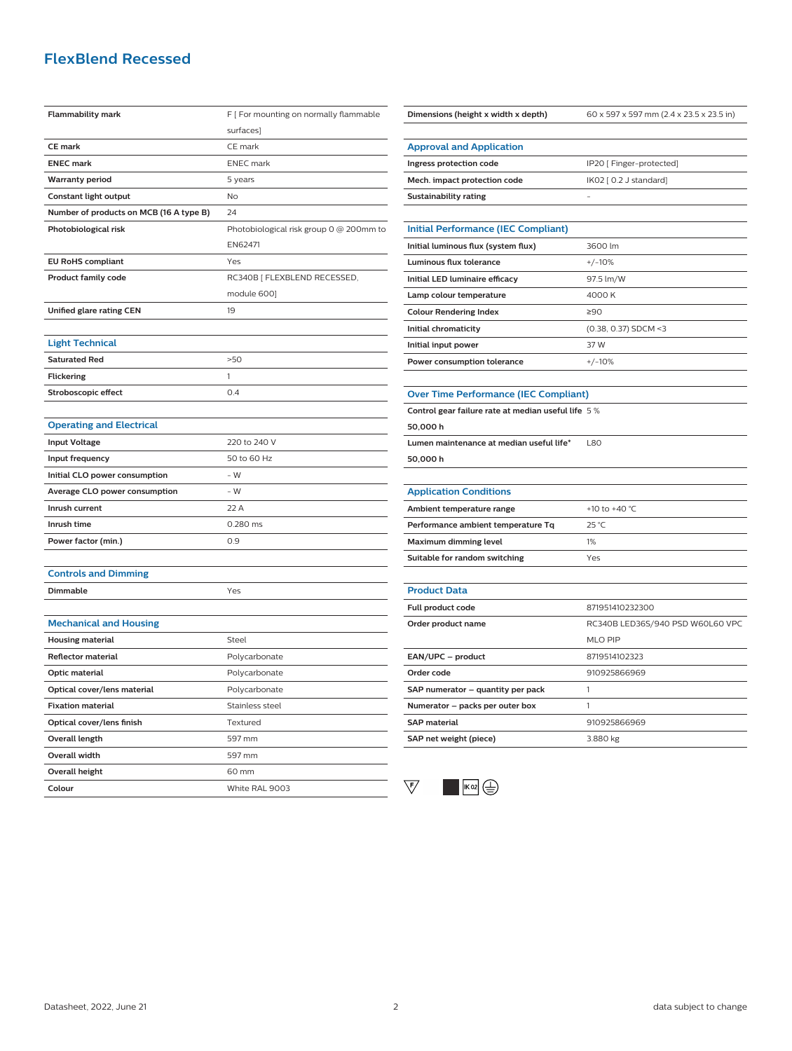# FlexBlend Recessed

| | |
|---|---|
| **Flammability mark** | F [ For mounting on normally flammable surfaces] |
| **CE mark** | CE mark |
| **ENEC mark** | ENEC mark |
| **Warranty period** | 5 years |
| **Constant light output** | No |
| **Number of products on MCB (16 A type B)** | 24 |
| **Photobiological risk** | Photobiological risk group 0 @ 200mm to EN62471 |
| **EU RoHS compliant** | Yes |
| **Product family code** | RC340B [ FLEXBLEND RECESSED, module 600] |
| **Unified glare rating CEN** | 19 |

## Light Technical

| | |
|---|---|
| **Saturated Red** | >50 |
| **Flickering** | 1 |
| **Stroboscopic effect** | 0.4 |

## Operating and Electrical

| | |
|---|---|
| **Input Voltage** | 220 to 240 V |
| **Input frequency** | 50 to 60 Hz |
| **Initial CLO power consumption** | - W |
| **Average CLO power consumption** | - W |
| **Inrush current** | 22 A |
| **Inrush time** | 0.280 ms |
| **Power factor (min.)** | 0.9 |

## Controls and Dimming

| | |
|---|---|
| **Dimmable** | Yes |

## Mechanical and Housing

| | |
|---|---|
| **Housing material** | Steel |
| **Reflector material** | Polycarbonate |
| **Optic material** | Polycarbonate |
| **Optical cover/lens material** | Polycarbonate |
| **Fixation material** | Stainless steel |
| **Optical cover/lens finish** | Textured |
| **Overall length** | 597 mm |
| **Overall width** | 597 mm |
| **Overall height** | 60 mm |
| **Colour** | White RAL 9003 |
| **Dimensions (height x width x depth)** | 60 x 597 x 597 mm (2.4 x 23.5 x 23.5 in) |

## Approval and Application

| | |
|---|---|
| **Ingress protection code** | IP20 [ Finger-protected] |
| **Mech. impact protection code** | IK02 [ 0.2 J standard] |
| **Sustainability rating** | - |

## Initial Performance (IEC Compliant)

| | |
|---|---|
| **Initial luminous flux (system flux)** | 3600 lm |
| **Luminous flux tolerance** | +/-10% |
| **Initial LED luminaire efficacy** | 97.5 lm/W |
| **Lamp colour temperature** | 4000 K |
| **Colour Rendering Index** | ≥90 |
| **Initial chromaticity** | (0.38, 0.37) SDCM <3 |
| **Initial input power** | 37 W |
| **Power consumption tolerance** | +/-10% |

## Over Time Performance (IEC Compliant)

| | |
|---|---|
| **Control gear failure rate at median useful life 50,000 h** | 5 % |
| **Lumen maintenance at median useful life* 50,000 h** | L80 |

## Application Conditions

| | |
|---|---|
| **Ambient temperature range** | +10 to +40 °C |
| **Performance ambient temperature Tq** | 25 °C |
| **Maximum dimming level** | 1% |
| **Suitable for random switching** | Yes |

## Product Data

| | |
|---|---|
| **Full product code** | 871951410232300 |
| **Order product name** | RC340B LED36S/940 PSD W60L60 VPC MLO PIP |
| **EAN/UPC – product** | 8719514102323 |
| **Order code** | 910925866969 |
| **SAP numerator – quantity per pack** | 1 |
| **Numerator – packs per outer box** | 1 |
| **SAP material** | 910925866969 |
| **SAP net weight (piece)** | 3.880 kg |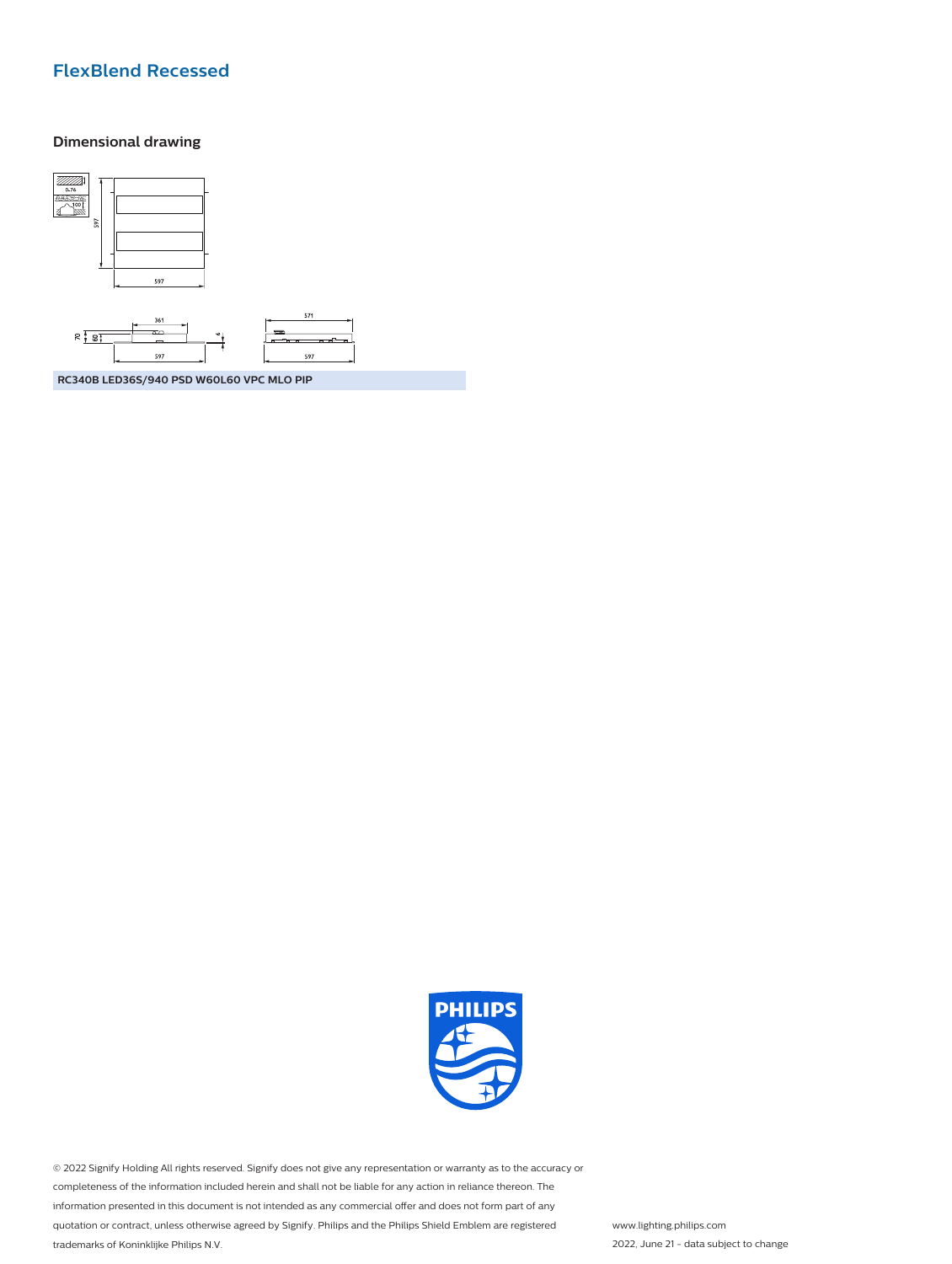## FlexBlend Recessed

### Dimensional drawing

0.76

100

597

597

361

70

60

6

597

571

597

**RC340B LED36S/940 PSD W60L60 VPC MLO PIP**

© 2022 Signify Holding All rights reserved. Signify does not give any representation or warranty as to the accuracy or completeness of the information included herein and shall not be liable for any action in reliance thereon. The information presented in this document is not intended as any commercial offer and does not form part of any quotation or contract, unless otherwise agreed by Signify. Philips and the Philips Shield Emblem are registered trademarks of Koninklijke Philips N.V.

www.lighting.philips.com

2022, June 21 - data subject to change